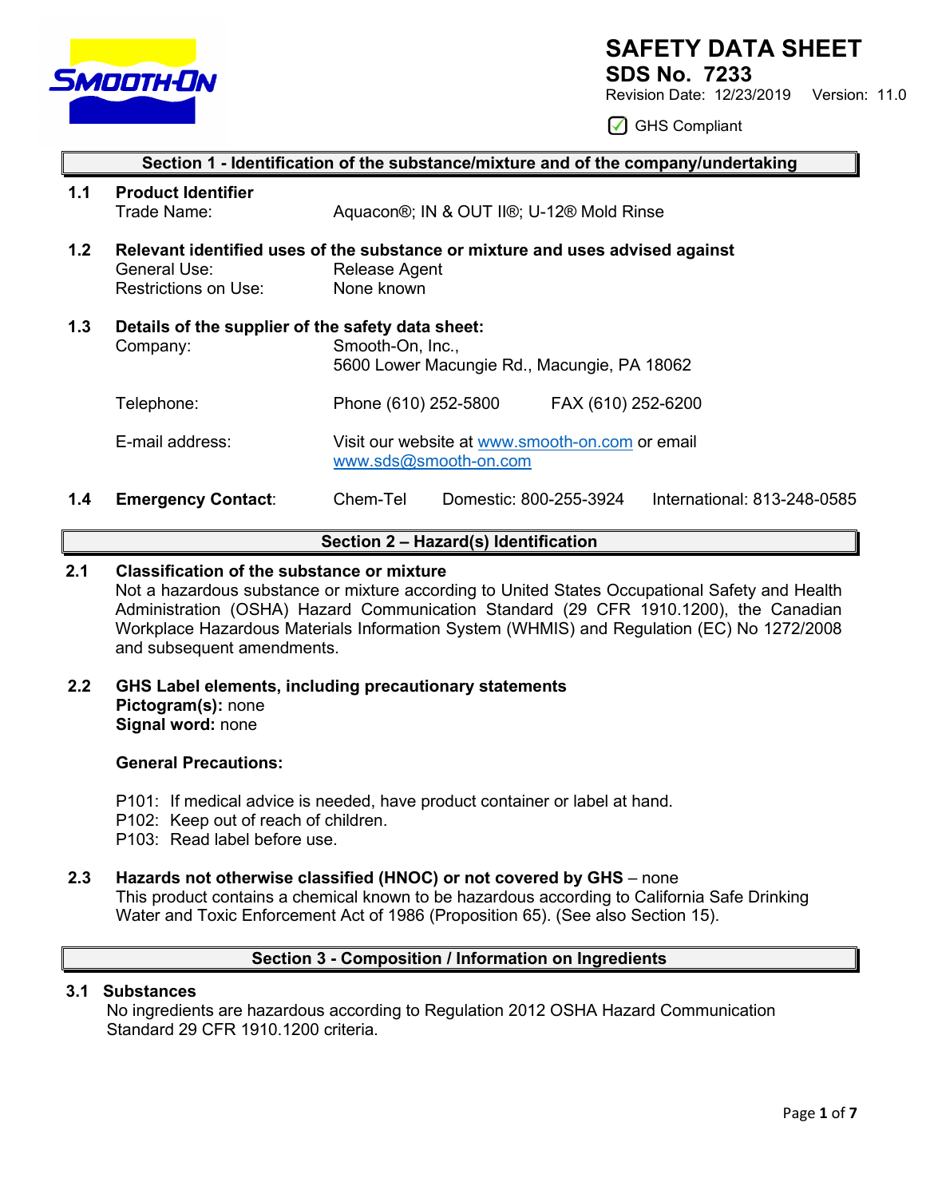# SAFETY DATA SHEET

**SDS No. 7233**

Revision Date: 12/23/2019 Version: 11.0

☑ GHS Compliant

## Section 1 - Identification of the substance/mixture and of the company/undertaking

**1.1 Product Identifier**

Trade Name: Aquacon®; IN & OUT II®; U-12® Mold Rinse

**1.2 Relevant identified uses of the substance or mixture and uses advised against**

General Use: Release Agent

Restrictions on Use: None known

**1.3 Details of the supplier of the safety data sheet:**

Company: Smooth-On, Inc.,
5600 Lower Macungie Rd., Macungie, PA 18062

Telephone: Phone (610) 252-5800 FAX (610) 252-6200

E-mail address: Visit our website at www.smooth-on.com or email www.sds@smooth-on.com

**1.4 Emergency Contact**: Chem-Tel Domestic: 800-255-3924 International: 813-248-0585

## Section 2 – Hazard(s) Identification

**2.1 Classification of the substance or mixture**

Not a hazardous substance or mixture according to United States Occupational Safety and Health Administration (OSHA) Hazard Communication Standard (29 CFR 1910.1200), the Canadian Workplace Hazardous Materials Information System (WHMIS) and Regulation (EC) No 1272/2008 and subsequent amendments.

**2.2 GHS Label elements, including precautionary statements**

**Pictogram(s):** none
**Signal word:** none

**General Precautions:**

P101: If medical advice is needed, have product container or label at hand.
P102: Keep out of reach of children.
P103: Read label before use.

**2.3 Hazards not otherwise classified (HNOC) or not covered by GHS** – none

This product contains a chemical known to be hazardous according to California Safe Drinking Water and Toxic Enforcement Act of 1986 (Proposition 65). (See also Section 15).

## Section 3 - Composition / Information on Ingredients

**3.1 Substances**

No ingredients are hazardous according to Regulation 2012 OSHA Hazard Communication Standard 29 CFR 1910.1200 criteria.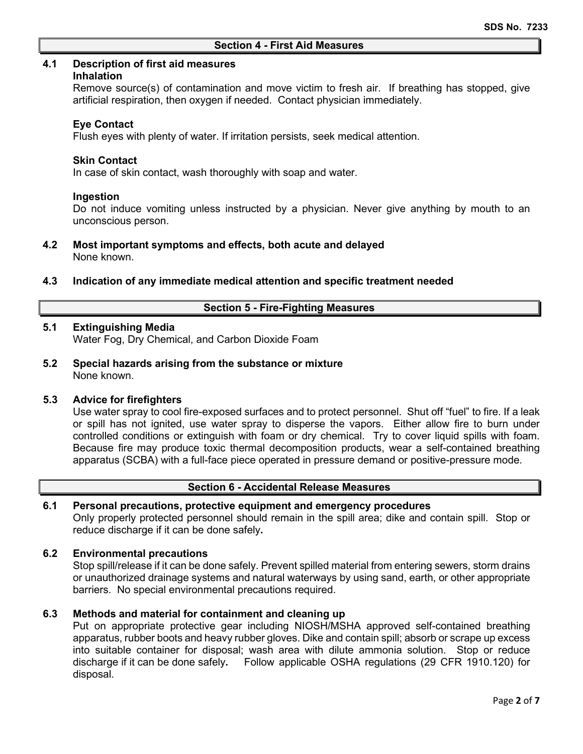## Section 4 - First Aid Measures

### 4.1 Description of first aid measures

**Inhalation**

Remove source(s) of contamination and move victim to fresh air. If breathing has stopped, give artificial respiration, then oxygen if needed. Contact physician immediately.

**Eye Contact**

Flush eyes with plenty of water. If irritation persists, seek medical attention.

**Skin Contact**

In case of skin contact, wash thoroughly with soap and water.

**Ingestion**

Do not induce vomiting unless instructed by a physician. Never give anything by mouth to an unconscious person.

### 4.2 Most important symptoms and effects, both acute and delayed

None known.

### 4.3 Indication of any immediate medical attention and specific treatment needed

## Section 5 - Fire-Fighting Measures

### 5.1 Extinguishing Media

Water Fog, Dry Chemical, and Carbon Dioxide Foam

### 5.2 Special hazards arising from the substance or mixture

None known.

### 5.3 Advice for firefighters

Use water spray to cool fire-exposed surfaces and to protect personnel. Shut off "fuel" to fire. If a leak or spill has not ignited, use water spray to disperse the vapors. Either allow fire to burn under controlled conditions or extinguish with foam or dry chemical. Try to cover liquid spills with foam. Because fire may produce toxic thermal decomposition products, wear a self-contained breathing apparatus (SCBA) with a full-face piece operated in pressure demand or positive-pressure mode.

## Section 6 - Accidental Release Measures

### 6.1 Personal precautions, protective equipment and emergency procedures

Only properly protected personnel should remain in the spill area; dike and contain spill. Stop or reduce discharge if it can be done safely**.**

### 6.2 Environmental precautions

Stop spill/release if it can be done safely. Prevent spilled material from entering sewers, storm drains or unauthorized drainage systems and natural waterways by using sand, earth, or other appropriate barriers. No special environmental precautions required.

### 6.3 Methods and material for containment and cleaning up

Put on appropriate protective gear including NIOSH/MSHA approved self-contained breathing apparatus, rubber boots and heavy rubber gloves. Dike and contain spill; absorb or scrape up excess into suitable container for disposal; wash area with dilute ammonia solution. Stop or reduce discharge if it can be done safely**.** Follow applicable OSHA regulations (29 CFR 1910.120) for disposal.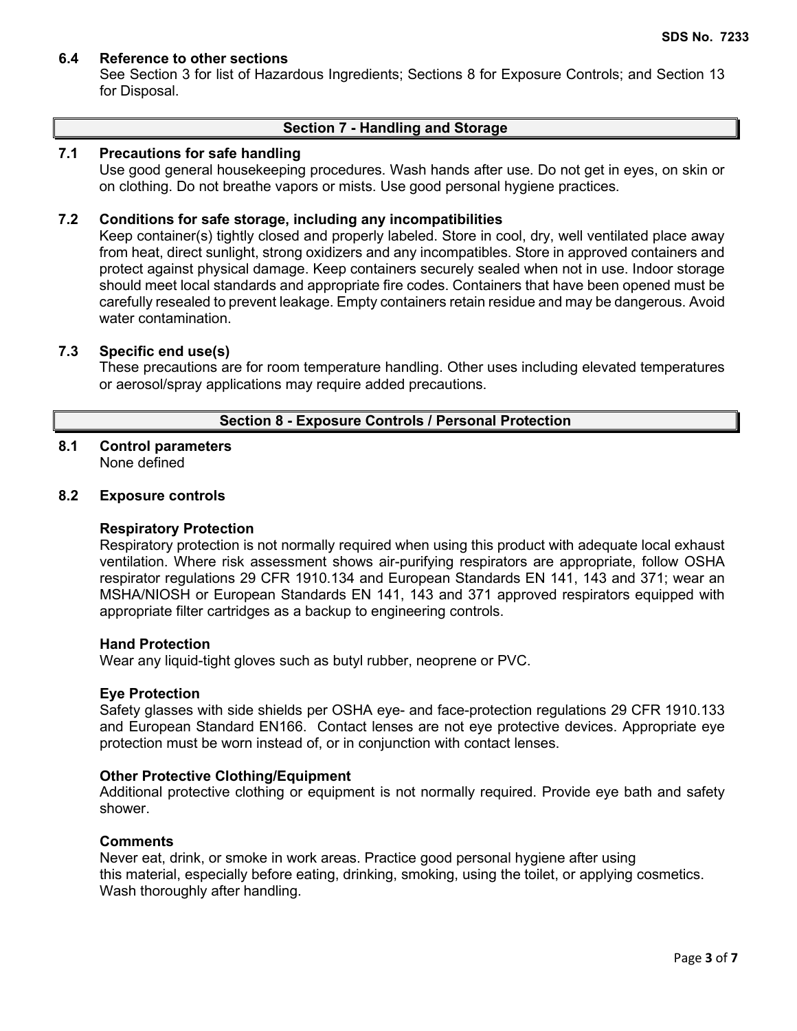### 6.4 Reference to other sections

See Section 3 for list of Hazardous Ingredients; Sections 8 for Exposure Controls; and Section 13 for Disposal.

## Section 7 - Handling and Storage

### 7.1 Precautions for safe handling

Use good general housekeeping procedures. Wash hands after use. Do not get in eyes, on skin or on clothing. Do not breathe vapors or mists. Use good personal hygiene practices.

### 7.2 Conditions for safe storage, including any incompatibilities

Keep container(s) tightly closed and properly labeled. Store in cool, dry, well ventilated place away from heat, direct sunlight, strong oxidizers and any incompatibles. Store in approved containers and protect against physical damage. Keep containers securely sealed when not in use. Indoor storage should meet local standards and appropriate fire codes. Containers that have been opened must be carefully resealed to prevent leakage. Empty containers retain residue and may be dangerous. Avoid water contamination.

### 7.3 Specific end use(s)

These precautions are for room temperature handling. Other uses including elevated temperatures or aerosol/spray applications may require added precautions.

## Section 8 - Exposure Controls / Personal Protection

### 8.1 Control parameters

None defined

### 8.2 Exposure controls

**Respiratory Protection**

Respiratory protection is not normally required when using this product with adequate local exhaust ventilation. Where risk assessment shows air-purifying respirators are appropriate, follow OSHA respirator regulations 29 CFR 1910.134 and European Standards EN 141, 143 and 371; wear an MSHA/NIOSH or European Standards EN 141, 143 and 371 approved respirators equipped with appropriate filter cartridges as a backup to engineering controls.

**Hand Protection**

Wear any liquid-tight gloves such as butyl rubber, neoprene or PVC.

**Eye Protection**

Safety glasses with side shields per OSHA eye- and face-protection regulations 29 CFR 1910.133 and European Standard EN166. Contact lenses are not eye protective devices. Appropriate eye protection must be worn instead of, or in conjunction with contact lenses.

**Other Protective Clothing/Equipment**

Additional protective clothing or equipment is not normally required. Provide eye bath and safety shower.

**Comments**

Never eat, drink, or smoke in work areas. Practice good personal hygiene after using this material, especially before eating, drinking, smoking, using the toilet, or applying cosmetics. Wash thoroughly after handling.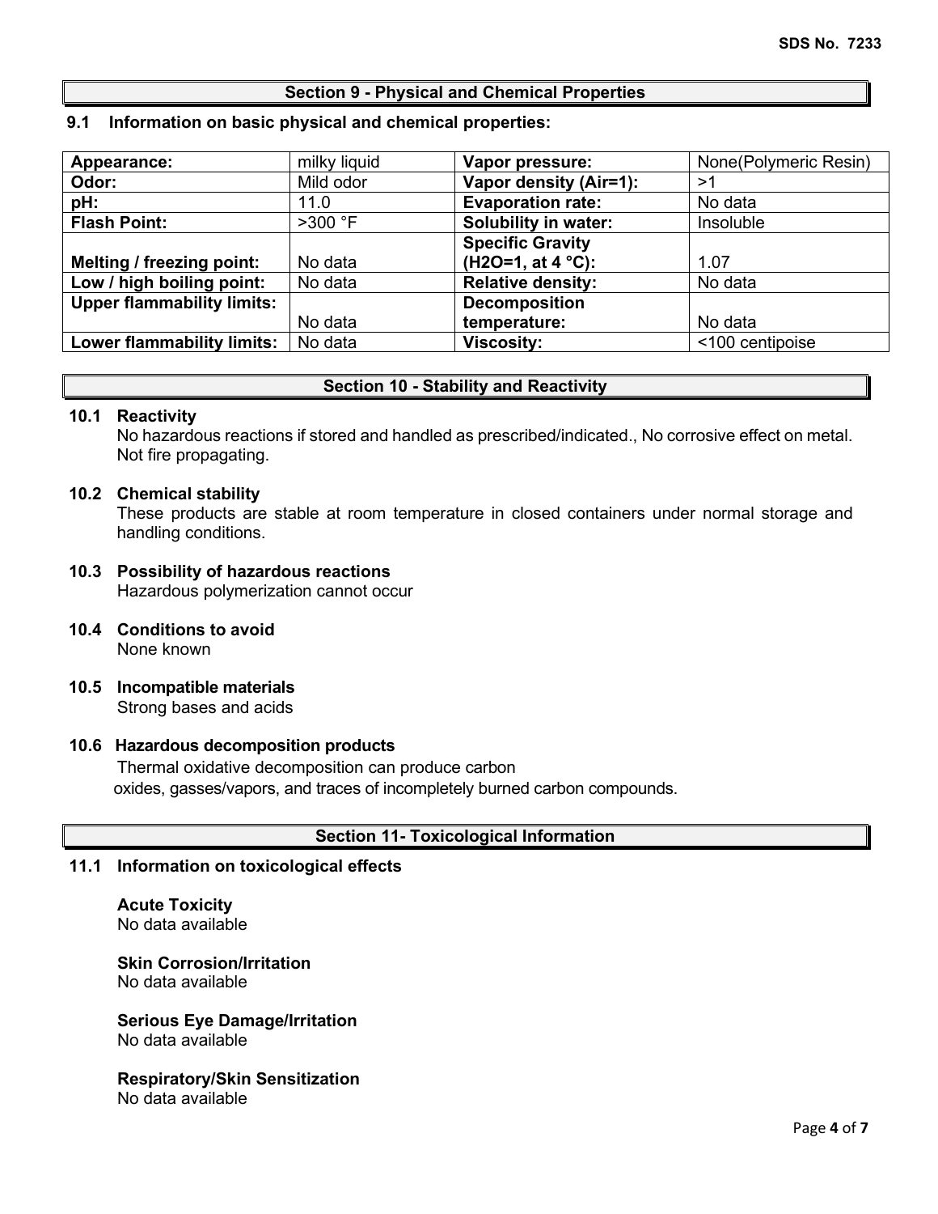## Section 9 - Physical and Chemical Properties

### 9.1 Information on basic physical and chemical properties:

| | | | |
|---|---|---|---|
| **Appearance:** | milky liquid | **Vapor pressure:** | None(Polymeric Resin) |
| **Odor:** | Mild odor | **Vapor density (Air=1):** | >1 |
| **pH:** | 11.0 | **Evaporation rate:** | No data |
| **Flash Point:** | >300 °F | **Solubility in water:** | Insoluble |
| **Melting / freezing point:** | No data | **Specific Gravity ($H_2O$=1, at 4 °C):** | 1.07 |
| **Low / high boiling point:** | No data | **Relative density:** | No data |
| **Upper flammability limits:** | No data | **Decomposition temperature:** | No data |
| **Lower flammability limits:** | No data | **Viscosity:** | <100 centipoise |

## Section 10 - Stability and Reactivity

### 10.1 Reactivity

No hazardous reactions if stored and handled as prescribed/indicated., No corrosive effect on metal. Not fire propagating.

### 10.2 Chemical stability

These products are stable at room temperature in closed containers under normal storage and handling conditions.

### 10.3 Possibility of hazardous reactions

Hazardous polymerization cannot occur

### 10.4 Conditions to avoid

None known

### 10.5 Incompatible materials

Strong bases and acids

### 10.6 Hazardous decomposition products

Thermal oxidative decomposition can produce carbon oxides, gasses/vapors, and traces of incompletely burned carbon compounds.

## Section 11- Toxicological Information

### 11.1 Information on toxicological effects

**Acute Toxicity**
No data available

**Skin Corrosion/Irritation**
No data available

**Serious Eye Damage/Irritation**
No data available

**Respiratory/Skin Sensitization**
No data available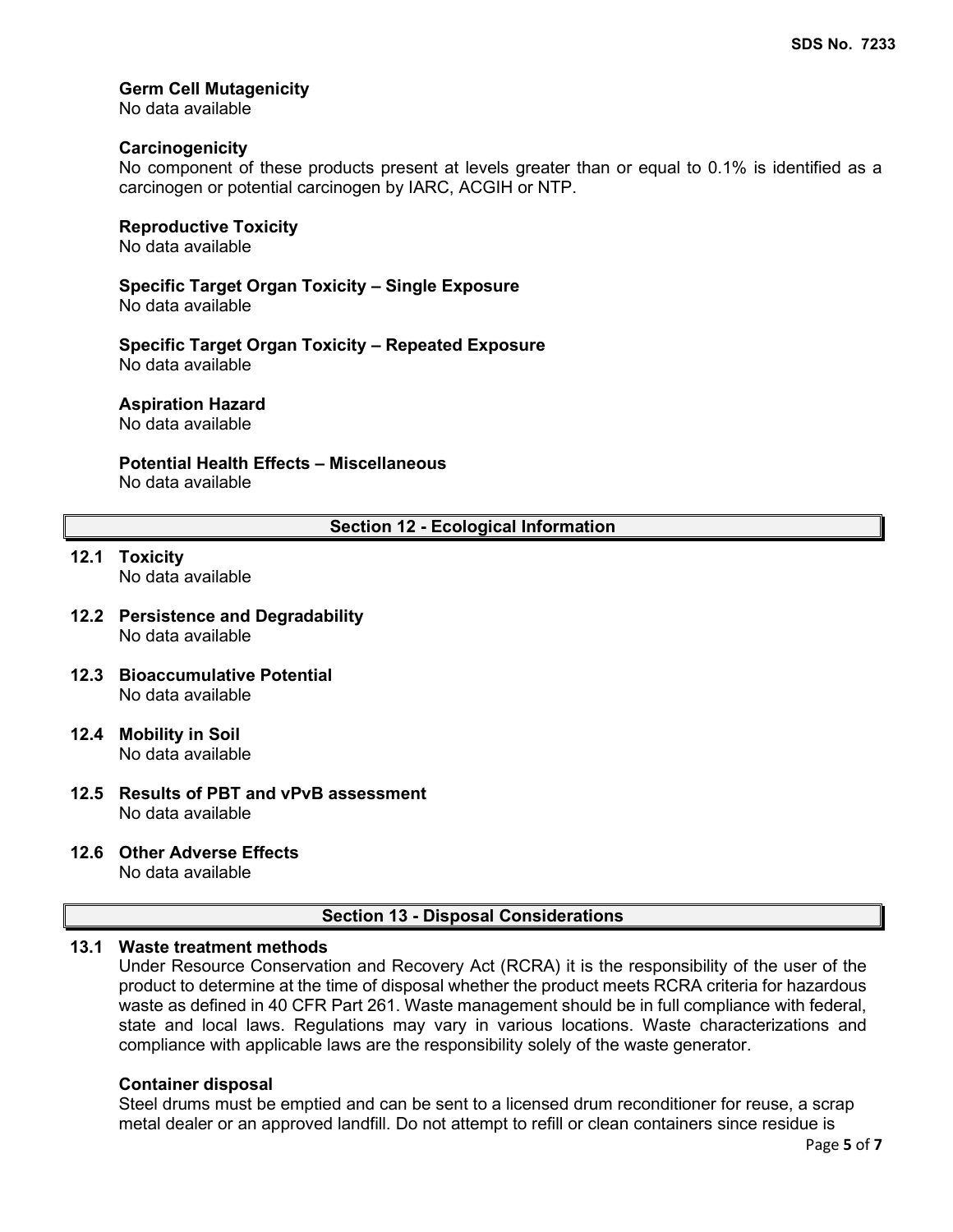**Germ Cell Mutagenicity**
No data available

**Carcinogenicity**
No component of these products present at levels greater than or equal to 0.1% is identified as a carcinogen or potential carcinogen by IARC, ACGIH or NTP.

**Reproductive Toxicity**
No data available

**Specific Target Organ Toxicity – Single Exposure**
No data available

**Specific Target Organ Toxicity – Repeated Exposure**
No data available

**Aspiration Hazard**
No data available

**Potential Health Effects – Miscellaneous**
No data available

## Section 12 - Ecological Information

### 12.1 Toxicity
No data available

### 12.2 Persistence and Degradability
No data available

### 12.3 Bioaccumulative Potential
No data available

### 12.4 Mobility in Soil
No data available

### 12.5 Results of PBT and vPvB assessment
No data available

### 12.6 Other Adverse Effects
No data available

## Section 13 - Disposal Considerations

### 13.1 Waste treatment methods
Under Resource Conservation and Recovery Act (RCRA) it is the responsibility of the user of the product to determine at the time of disposal whether the product meets RCRA criteria for hazardous waste as defined in 40 CFR Part 261. Waste management should be in full compliance with federal, state and local laws. Regulations may vary in various locations. Waste characterizations and compliance with applicable laws are the responsibility solely of the waste generator.

**Container disposal**
Steel drums must be emptied and can be sent to a licensed drum reconditioner for reuse, a scrap metal dealer or an approved landfill. Do not attempt to refill or clean containers since residue is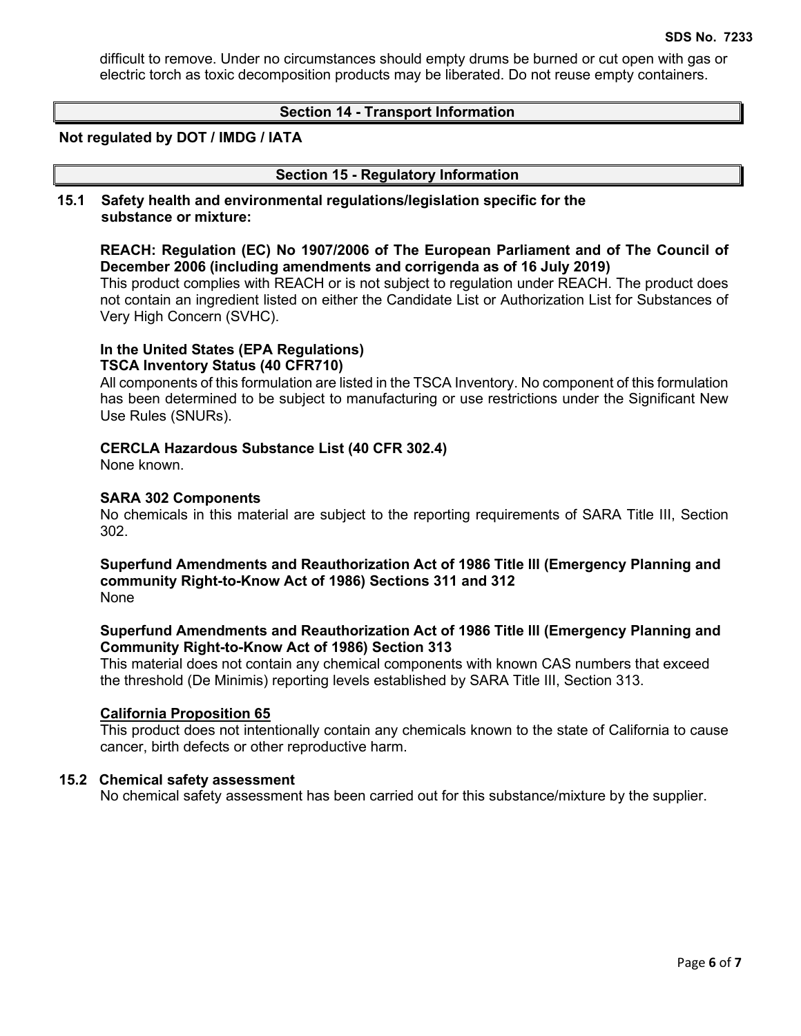difficult to remove. Under no circumstances should empty drums be burned or cut open with gas or electric torch as toxic decomposition products may be liberated. Do not reuse empty containers.

## Section 14 - Transport Information

**Not regulated by DOT / IMDG / IATA**

## Section 15 - Regulatory Information

### 15.1 Safety health and environmental regulations/legislation specific for the substance or mixture:

**REACH: Regulation (EC) No 1907/2006 of The European Parliament and of The Council of December 2006 (including amendments and corrigenda as of 16 July 2019)**

This product complies with REACH or is not subject to regulation under REACH. The product does not contain an ingredient listed on either the Candidate List or Authorization List for Substances of Very High Concern (SVHC).

**In the United States (EPA Regulations)**
**TSCA Inventory Status (40 CFR710)**

All components of this formulation are listed in the TSCA Inventory. No component of this formulation has been determined to be subject to manufacturing or use restrictions under the Significant New Use Rules (SNURs).

**CERCLA Hazardous Substance List (40 CFR 302.4)**

None known.

**SARA 302 Components**

No chemicals in this material are subject to the reporting requirements of SARA Title III, Section 302.

**Superfund Amendments and Reauthorization Act of 1986 Title III (Emergency Planning and community Right-to-Know Act of 1986) Sections 311 and 312**

None

**Superfund Amendments and Reauthorization Act of 1986 Title III (Emergency Planning and Community Right-to-Know Act of 1986) Section 313**

This material does not contain any chemical components with known CAS numbers that exceed the threshold (De Minimis) reporting levels established by SARA Title III, Section 313.

**California Proposition 65**

This product does not intentionally contain any chemicals known to the state of California to cause cancer, birth defects or other reproductive harm.

### 15.2 Chemical safety assessment

No chemical safety assessment has been carried out for this substance/mixture by the supplier.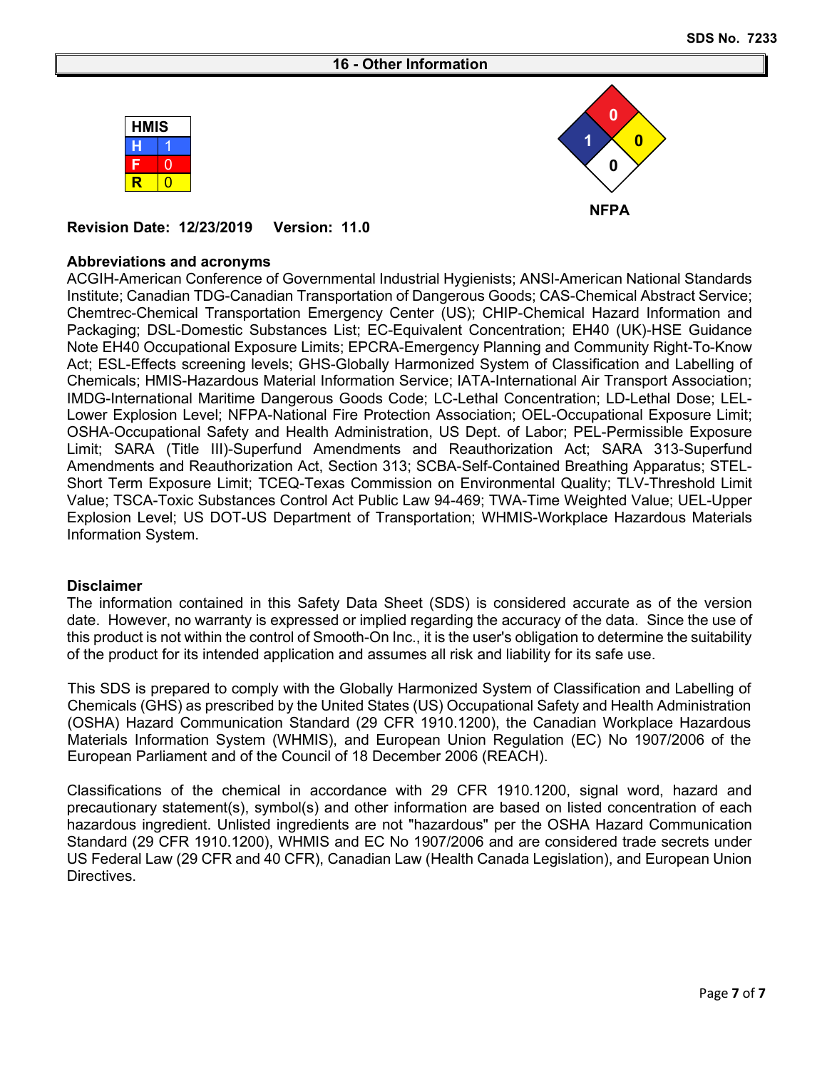SDS No. 7233

## 16 - Other Information

| HMIS | |
|---|---|
| H | 1 |
| F | 0 |
| R | 0 |

NFPA

0

1 0

0

**Revision Date: 12/23/2019 Version: 11.0**

**Abbreviations and acronyms**

ACGIH-American Conference of Governmental Industrial Hygienists; ANSI-American National Standards Institute; Canadian TDG-Canadian Transportation of Dangerous Goods; CAS-Chemical Abstract Service; Chemtrec-Chemical Transportation Emergency Center (US); CHIP-Chemical Hazard Information and Packaging; DSL-Domestic Substances List; EC-Equivalent Concentration; EH40 (UK)-HSE Guidance Note EH40 Occupational Exposure Limits; EPCRA-Emergency Planning and Community Right-To-Know Act; ESL-Effects screening levels; GHS-Globally Harmonized System of Classification and Labelling of Chemicals; HMIS-Hazardous Material Information Service; IATA-International Air Transport Association; IMDG-International Maritime Dangerous Goods Code; LC-Lethal Concentration; LD-Lethal Dose; LEL-Lower Explosion Level; NFPA-National Fire Protection Association; OEL-Occupational Exposure Limit; OSHA-Occupational Safety and Health Administration, US Dept. of Labor; PEL-Permissible Exposure Limit; SARA (Title III)-Superfund Amendments and Reauthorization Act; SARA 313-Superfund Amendments and Reauthorization Act, Section 313; SCBA-Self-Contained Breathing Apparatus; STEL-Short Term Exposure Limit; TCEQ-Texas Commission on Environmental Quality; TLV-Threshold Limit Value; TSCA-Toxic Substances Control Act Public Law 94-469; TWA-Time Weighted Value; UEL-Upper Explosion Level; US DOT-US Department of Transportation; WHMIS-Workplace Hazardous Materials Information System.

**Disclaimer**

The information contained in this Safety Data Sheet (SDS) is considered accurate as of the version date. However, no warranty is expressed or implied regarding the accuracy of the data. Since the use of this product is not within the control of Smooth-On Inc., it is the user's obligation to determine the suitability of the product for its intended application and assumes all risk and liability for its safe use.

This SDS is prepared to comply with the Globally Harmonized System of Classification and Labelling of Chemicals (GHS) as prescribed by the United States (US) Occupational Safety and Health Administration (OSHA) Hazard Communication Standard (29 CFR 1910.1200), the Canadian Workplace Hazardous Materials Information System (WHMIS), and European Union Regulation (EC) No 1907/2006 of the European Parliament and of the Council of 18 December 2006 (REACH).

Classifications of the chemical in accordance with 29 CFR 1910.1200, signal word, hazard and precautionary statement(s), symbol(s) and other information are based on listed concentration of each hazardous ingredient. Unlisted ingredients are not "hazardous" per the OSHA Hazard Communication Standard (29 CFR 1910.1200), WHMIS and EC No 1907/2006 and are considered trade secrets under US Federal Law (29 CFR and 40 CFR), Canadian Law (Health Canada Legislation), and European Union Directives.